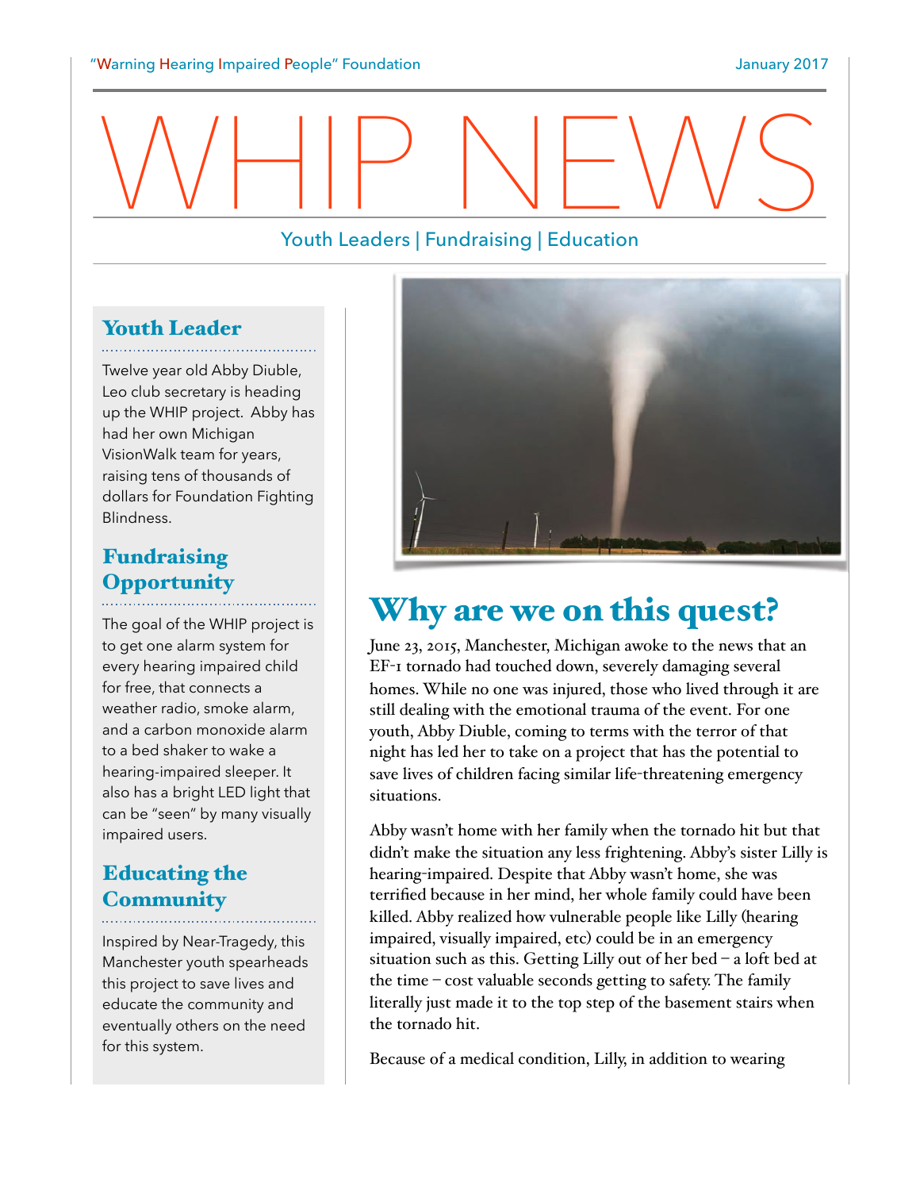"Warning Hearing Impaired People" Foundation

January 2017

# WHIP NEWS

Youth Leaders | Fundraising | Education

## Youth Leader

Twelve year old Abby Diuble, Leo club secretary is heading up the WHIP project. Abby has had her own Michigan VisionWalk team for years, raising tens of thousands of dollars for Foundation Fighting Blindness.

## Fundraising Opportunity

The goal of the WHIP project is to get one alarm system for every hearing impaired child for free, that connects a weather radio, smoke alarm, and a carbon monoxide alarm to a bed shaker to wake a hearing-impaired sleeper. It also has a bright LED light that can be "seen" by many visually impaired users.

## Educating the Community

Inspired by Near-Tragedy, this Manchester youth spearheads this project to save lives and educate the community and eventually others on the need for this system.

## Why are we on this quest?

June 23, 2015, Manchester, Michigan awoke to the news that an EF-1 tornado had touched down, severely damaging several homes. While no one was injured, those who lived through it are still dealing with the emotional trauma of the event. For one youth, Abby Diuble, coming to terms with the terror of that night has led her to take on a project that has the potential to save lives of children facing similar life-threatening emergency situations.

Abby wasn't home with her family when the tornado hit but that didn't make the situation any less frightening. Abby's sister Lilly is hearing-impaired. Despite that Abby wasn't home, she was terrified because in her mind, her whole family could have been killed. Abby realized how vulnerable people like Lilly (hearing impaired, visually impaired, etc) could be in an emergency situation such as this. Getting Lilly out of her bed – a loft bed at the time – cost valuable seconds getting to safety. The family literally just made it to the top step of the basement stairs when the tornado hit.

Because of a medical condition, Lilly, in addition to wearing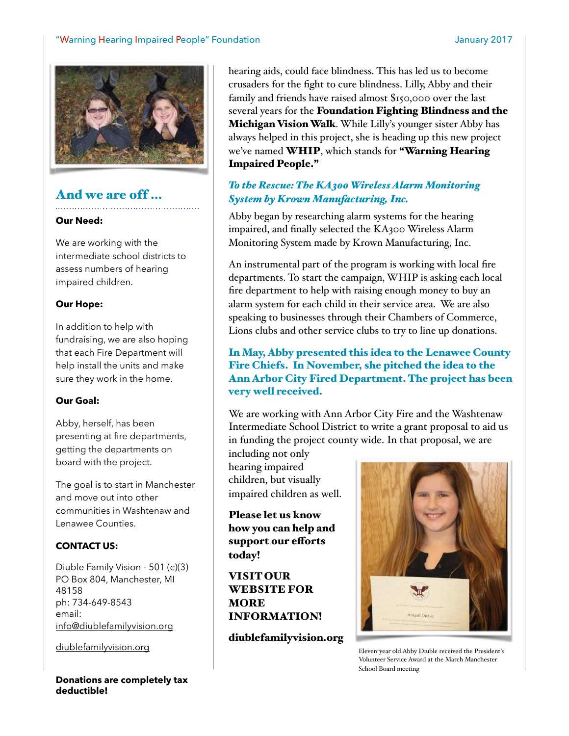## And we are off ...

**Our Need:**

We are working with the intermediate school districts to assess numbers of hearing impaired children.

**Our Hope:**

In addition to help with fundraising, we are also hoping that each Fire Department will help install the units and make sure they work in the home.

**Our Goal:**

Abby, herself, has been presenting at fire departments, getting the departments on board with the project.

The goal is to start in Manchester and move out into other communities in Washtenaw and Lenawee Counties.

**CONTACT US:**

Diuble Family Vision - 501 (c)(3)
PO Box 804, Manchester, MI 48158
ph: 734-649-8543
email: info@diublefamilyvision.org

diublefamilyvision.org

**Donations are completely tax deductible!**

hearing aids, could face blindness. This has led us to become crusaders for the fight to cure blindness. Lilly, Abby and their family and friends have raised almost $150,000 over the last several years for the **Foundation Fighting Blindness and the Michigan Vision Walk**. While Lilly's younger sister Abby has always helped in this project, she is heading up this new project we've named **WHIP**, which stands for **"Warning Hearing Impaired People."**

### *To the Rescue: The KA300 Wireless Alarm Monitoring System by Krown Manufacturing, Inc.*

Abby began by researching alarm systems for the hearing impaired, and finally selected the KA300 Wireless Alarm Monitoring System made by Krown Manufacturing, Inc.

An instrumental part of the program is working with local fire departments. To start the campaign, WHIP is asking each local fire department to help with raising enough money to buy an alarm system for each child in their service area. We are also speaking to businesses through their Chambers of Commerce, Lions clubs and other service clubs to try to line up donations.

**In May, Abby presented this idea to the Lenawee County Fire Chiefs. In November, she pitched the idea to the Ann Arbor City Fired Department. The project has been very well received.**

We are working with Ann Arbor City Fire and the Washtenaw Intermediate School District to write a grant proposal to aid us in funding the project county wide. In that proposal, we are including not only hearing impaired children, but visually impaired children as well.

**Please let us know how you can help and support our efforts today!**

**VISIT OUR WEBSITE FOR MORE INFORMATION!**

**diublefamilyvision.org**

Eleven-year-old Abby Diuble received the President's Volunteer Service Award at the March Manchester School Board meeting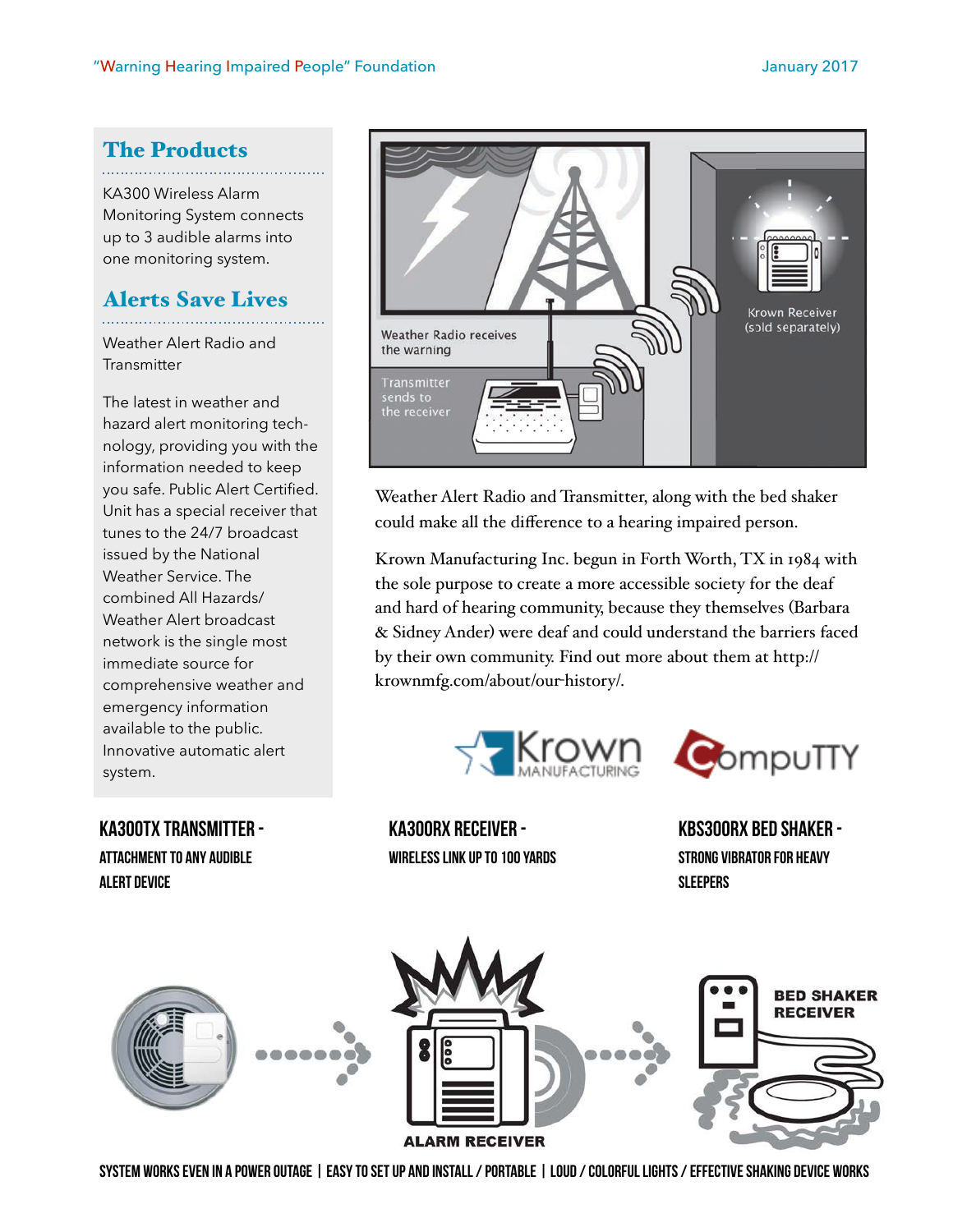## The Products

KA300 Wireless Alarm Monitoring System connects up to 3 audible alarms into one monitoring system.

## Alerts Save Lives

Weather Alert Radio and Transmitter

The latest in weather and hazard alert monitoring technology, providing you with the information needed to keep you safe. Public Alert Certified. Unit has a special receiver that tunes to the 24/7 broadcast issued by the National Weather Service. The combined All Hazards/ Weather Alert broadcast network is the single most immediate source for comprehensive weather and emergency information available to the public. Innovative automatic alert system.

Weather Radio receives the warning

Transmitter sends to the receiver

Krown Receiver (sold separately)

Weather Alert Radio and Transmitter, along with the bed shaker could make all the difference to a hearing impaired person.

Krown Manufacturing Inc. begun in Forth Worth, TX in 1984 with the sole purpose to create a more accessible society for the deaf and hard of hearing community, because they themselves (Barbara & Sidney Ander) were deaf and could understand the barriers faced by their own community. Find out more about them at http://krownmfg.com/about/our-history/.

Krown MANUFACTURING

CompuTTY

### KA300TX TRANSMITTER - ATTACHMENT TO ANY AUDIBLE ALERT DEVICE

### KA300RX RECEIVER - WIRELESS LINK UP TO 100 YARDS

### KBS300RX BED SHAKER - STRONG VIBRATOR FOR HEAVY SLEEPERS

ALARM RECEIVER

BED SHAKER RECEIVER

SYSTEM WORKS EVEN IN A POWER OUTAGE | EASY TO SET UP AND INSTALL / PORTABLE | LOUD / COLORFUL LIGHTS / EFFECTIVE SHAKING DEVICE WORKS